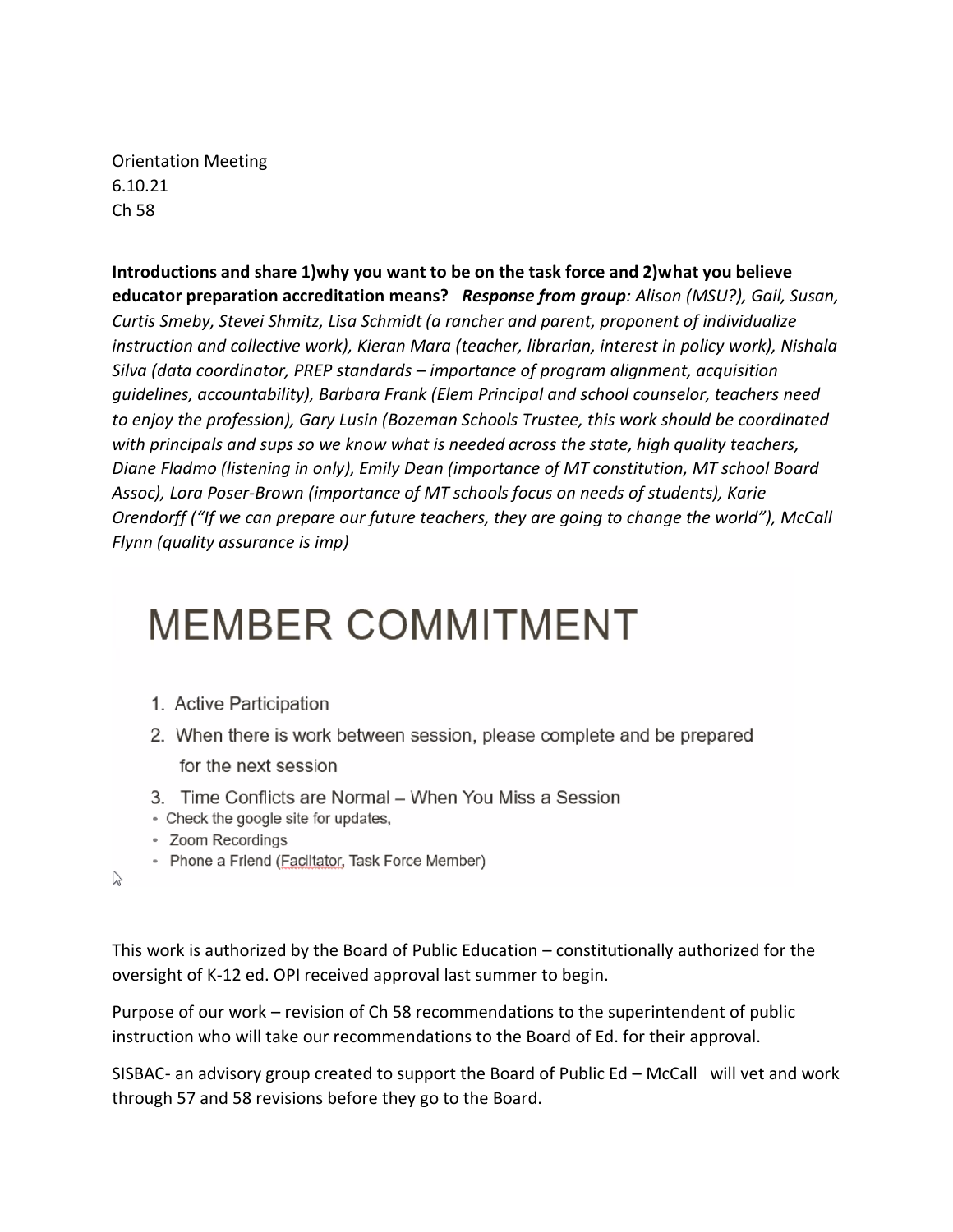Orientation Meeting
6.10.21
Ch 58

**Introductions and share 1)why you want to be on the task force and 2)what you believe educator preparation accreditation means?** ***Response from group**: Alison (MSU?), Gail, Susan, Curtis Smeby, Stevei Shmitz, Lisa Schmidt (a rancher and parent, proponent of individualize instruction and collective work), Kieran Mara (teacher, librarian, interest in policy work), Nishala Silva (data coordinator, PREP standards – importance of program alignment, acquisition guidelines, accountability), Barbara Frank (Elem Principal and school counselor, teachers need to enjoy the profession), Gary Lusin (Bozeman Schools Trustee, this work should be coordinated with principals and sups so we know what is needed across the state, high quality teachers, Diane Fladmo (listening in only), Emily Dean (importance of MT constitution, MT school Board Assoc), Lora Poser-Brown (importance of MT schools focus on needs of students), Karie Orendorff ("If we can prepare our future teachers, they are going to change the world"), McCall Flynn (quality assurance is imp)*

# MEMBER COMMITMENT

1. Active Participation
2. When there is work between session, please complete and be prepared for the next session
3. Time Conflicts are Normal – When You Miss a Session
   - Check the google site for updates,
   - Zoom Recordings
   - Phone a Friend (Faciltator, Task Force Member)

This work is authorized by the Board of Public Education – constitutionally authorized for the oversight of K-12 ed. OPI received approval last summer to begin.

Purpose of our work – revision of Ch 58 recommendations to the superintendent of public instruction who will take our recommendations to the Board of Ed. for their approval.

SISBAC- an advisory group created to support the Board of Public Ed – McCall will vet and work through 57 and 58 revisions before they go to the Board.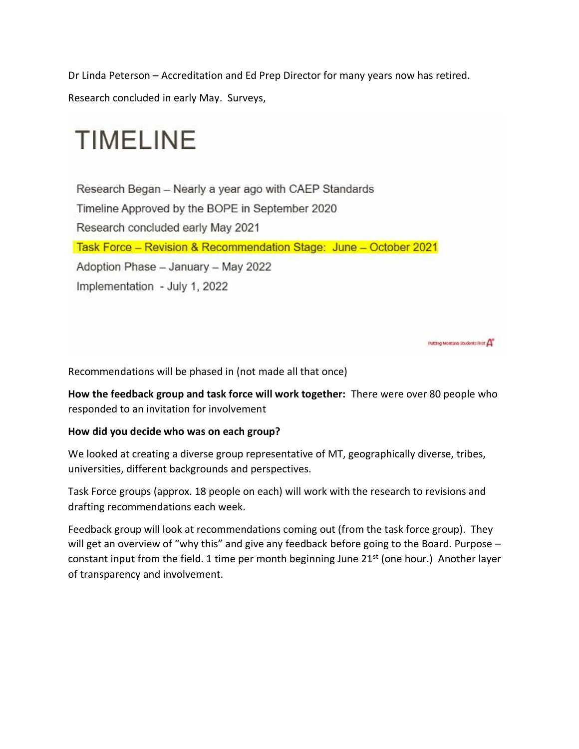Dr Linda Peterson – Accreditation and Ed Prep Director for many years now has retired.

Research concluded in early May. Surveys,

# TIMELINE

Research Began – Nearly a year ago with CAEP Standards

Timeline Approved by the BOPE in September 2020

Research concluded early May 2021

Task Force – Revision & Recommendation Stage: June – October 2021

Adoption Phase – January – May 2022

Implementation - July 1, 2022

Putting Montana Students First

Recommendations will be phased in (not made all that once)

**How the feedback group and task force will work together:** There were over 80 people who responded to an invitation for involvement

**How did you decide who was on each group?**

We looked at creating a diverse group representative of MT, geographically diverse, tribes, universities, different backgrounds and perspectives.

Task Force groups (approx. 18 people on each) will work with the research to revisions and drafting recommendations each week.

Feedback group will look at recommendations coming out (from the task force group). They will get an overview of "why this" and give any feedback before going to the Board. Purpose – constant input from the field. 1 time per month beginning June 21st (one hour.) Another layer of transparency and involvement.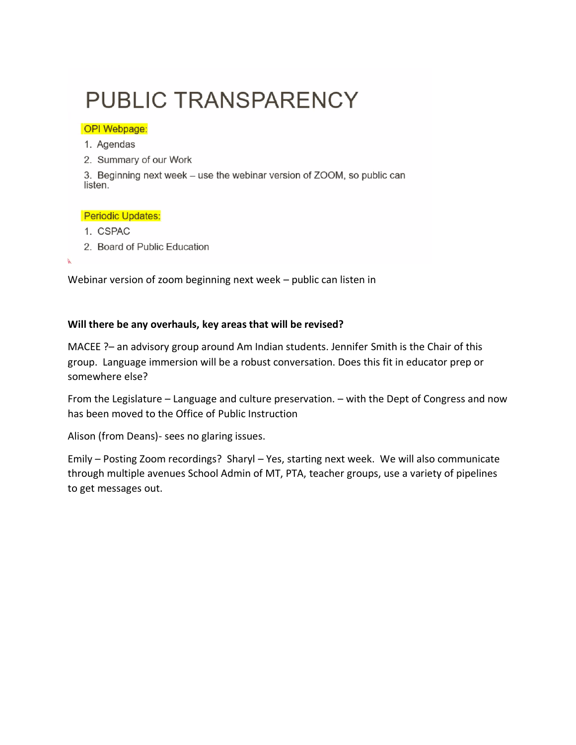# PUBLIC TRANSPARENCY

**OPI Webpage:**

1. Agendas
2. Summary of our Work
3. Beginning next week – use the webinar version of ZOOM, so public can listen.

**Periodic Updates:**

1. CSPAC
2. Board of Public Education

Webinar version of zoom beginning next week – public can listen in

**Will there be any overhauls, key areas that will be revised?**

MACEE ?– an advisory group around Am Indian students. Jennifer Smith is the Chair of this group. Language immersion will be a robust conversation. Does this fit in educator prep or somewhere else?

From the Legislature – Language and culture preservation. – with the Dept of Congress and now has been moved to the Office of Public Instruction

Alison (from Deans)- sees no glaring issues.

Emily – Posting Zoom recordings? Sharyl – Yes, starting next week. We will also communicate through multiple avenues School Admin of MT, PTA, teacher groups, use a variety of pipelines to get messages out.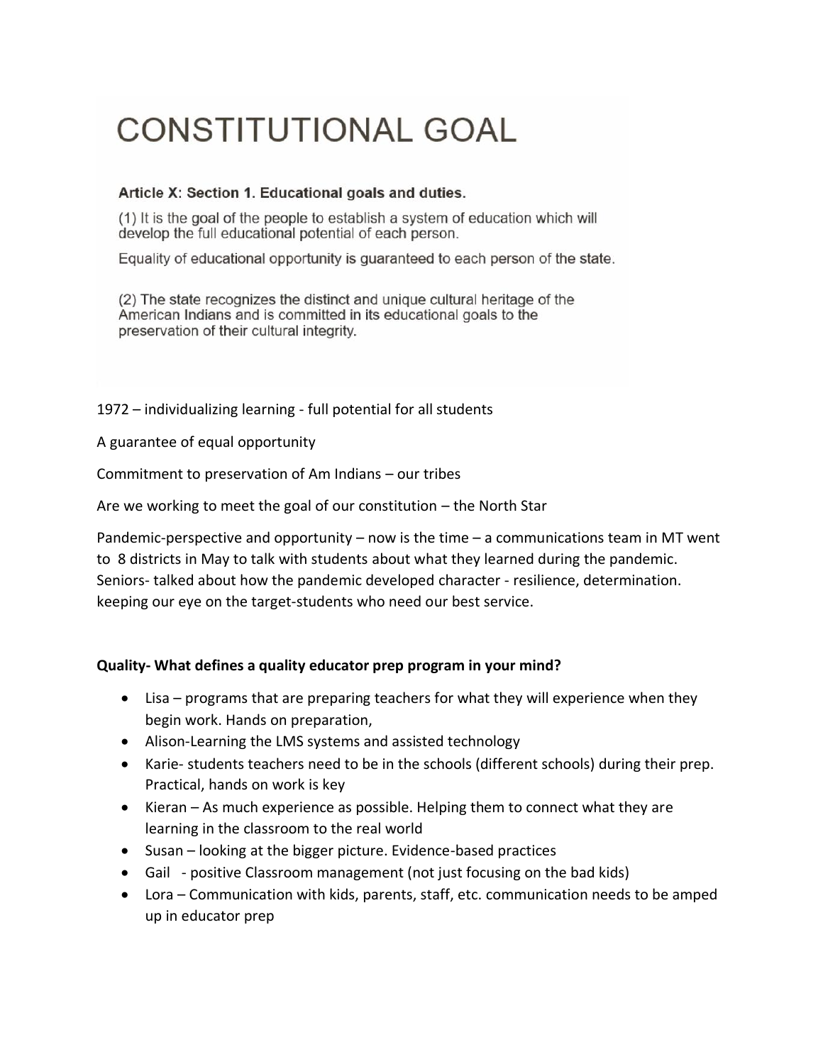# CONSTITUTIONAL GOAL

**Article X: Section 1. Educational goals and duties.**

(1) It is the goal of the people to establish a system of education which will develop the full educational potential of each person.

Equality of educational opportunity is guaranteed to each person of the state.

(2) The state recognizes the distinct and unique cultural heritage of the American Indians and is committed in its educational goals to the preservation of their cultural integrity.

1972 – individualizing learning - full potential for all students

A guarantee of equal opportunity

Commitment to preservation of Am Indians – our tribes

Are we working to meet the goal of our constitution – the North Star

Pandemic-perspective and opportunity – now is the time – a communications team in MT went to 8 districts in May to talk with students about what they learned during the pandemic. Seniors- talked about how the pandemic developed character - resilience, determination. keeping our eye on the target-students who need our best service.

**Quality- What defines a quality educator prep program in your mind?**

- Lisa – programs that are preparing teachers for what they will experience when they begin work. Hands on preparation,
- Alison-Learning the LMS systems and assisted technology
- Karie- students teachers need to be in the schools (different schools) during their prep. Practical, hands on work is key
- Kieran – As much experience as possible. Helping them to connect what they are learning in the classroom to the real world
- Susan – looking at the bigger picture. Evidence-based practices
- Gail - positive Classroom management (not just focusing on the bad kids)
- Lora – Communication with kids, parents, staff, etc. communication needs to be amped up in educator prep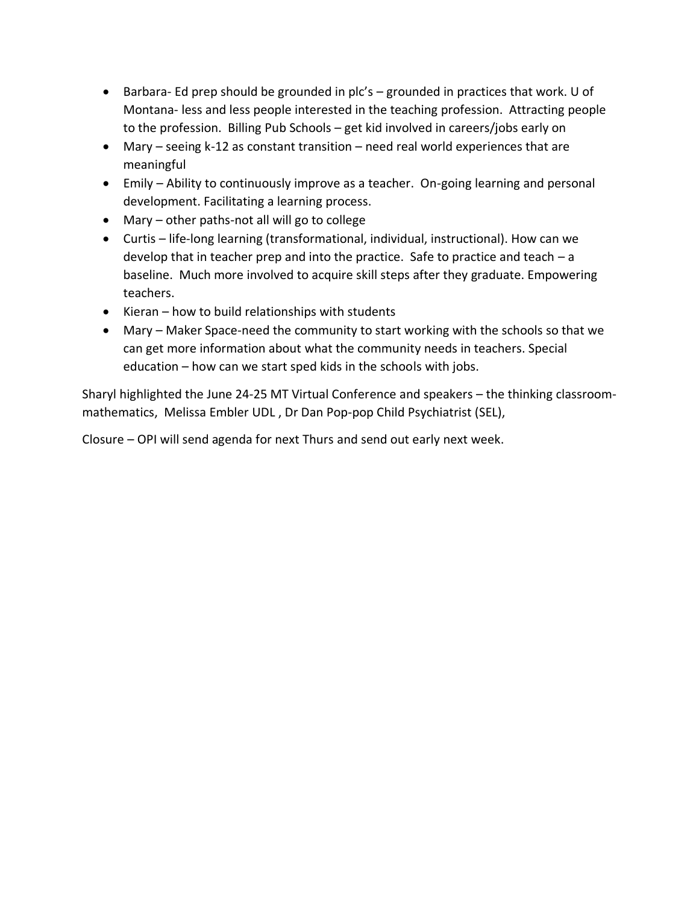- Barbara- Ed prep should be grounded in plc's – grounded in practices that work. U of Montana- less and less people interested in the teaching profession. Attracting people to the profession. Billing Pub Schools – get kid involved in careers/jobs early on
- Mary – seeing k-12 as constant transition – need real world experiences that are meaningful
- Emily – Ability to continuously improve as a teacher. On-going learning and personal development. Facilitating a learning process.
- Mary – other paths-not all will go to college
- Curtis – life-long learning (transformational, individual, instructional). How can we develop that in teacher prep and into the practice. Safe to practice and teach – a baseline. Much more involved to acquire skill steps after they graduate. Empowering teachers.
- Kieran – how to build relationships with students
- Mary – Maker Space-need the community to start working with the schools so that we can get more information about what the community needs in teachers. Special education – how can we start sped kids in the schools with jobs.

Sharyl highlighted the June 24-25 MT Virtual Conference and speakers – the thinking classroom-mathematics, Melissa Embler UDL , Dr Dan Pop-pop Child Psychiatrist (SEL),

Closure – OPI will send agenda for next Thurs and send out early next week.